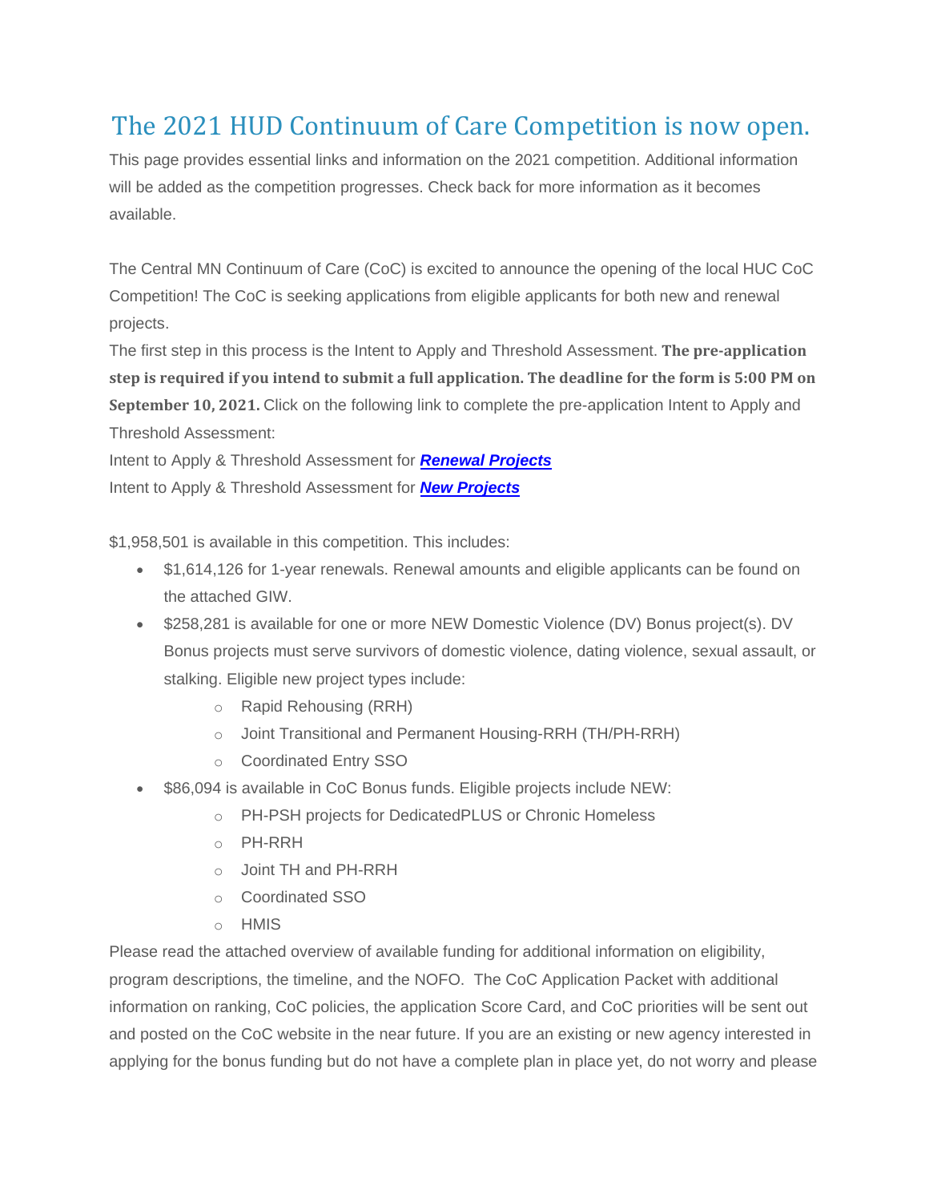# The 2021 HUD Continuum of Care Competition is now open.

This page provides essential links and information on the 2021 competition. Additional information will be added as the competition progresses. Check back for more information as it becomes available.

The Central MN Continuum of Care (CoC) is excited to announce the opening of the local HUC CoC Competition! The CoC is seeking applications from eligible applicants for both new and renewal projects.

The first step in this process is the Intent to Apply and Threshold Assessment. **The pre-application step is required if you intend to submit a full application. The deadline for the form is 5:00 PM on September 10, 2021.** Click on the following link to complete the pre-application Intent to Apply and Threshold Assessment:

Intent to Apply & Threshold Assessment for ***Renewal Projects***

Intent to Apply & Threshold Assessment for ***New Projects***

$1,958,501 is available in this competition. This includes:

- $1,614,126 for 1-year renewals. Renewal amounts and eligible applicants can be found on the attached GIW.
- $258,281 is available for one or more NEW Domestic Violence (DV) Bonus project(s). DV Bonus projects must serve survivors of domestic violence, dating violence, sexual assault, or stalking. Eligible new project types include:
  - Rapid Rehousing (RRH)
  - Joint Transitional and Permanent Housing-RRH (TH/PH-RRH)
  - Coordinated Entry SSO
- $86,094 is available in CoC Bonus funds. Eligible projects include NEW:
  - PH-PSH projects for DedicatedPLUS or Chronic Homeless
  - PH-RRH
  - Joint TH and PH-RRH
  - Coordinated SSO
  - HMIS

Please read the attached overview of available funding for additional information on eligibility, program descriptions, the timeline, and the NOFO. The CoC Application Packet with additional information on ranking, CoC policies, the application Score Card, and CoC priorities will be sent out and posted on the CoC website in the near future. If you are an existing or new agency interested in applying for the bonus funding but do not have a complete plan in place yet, do not worry and please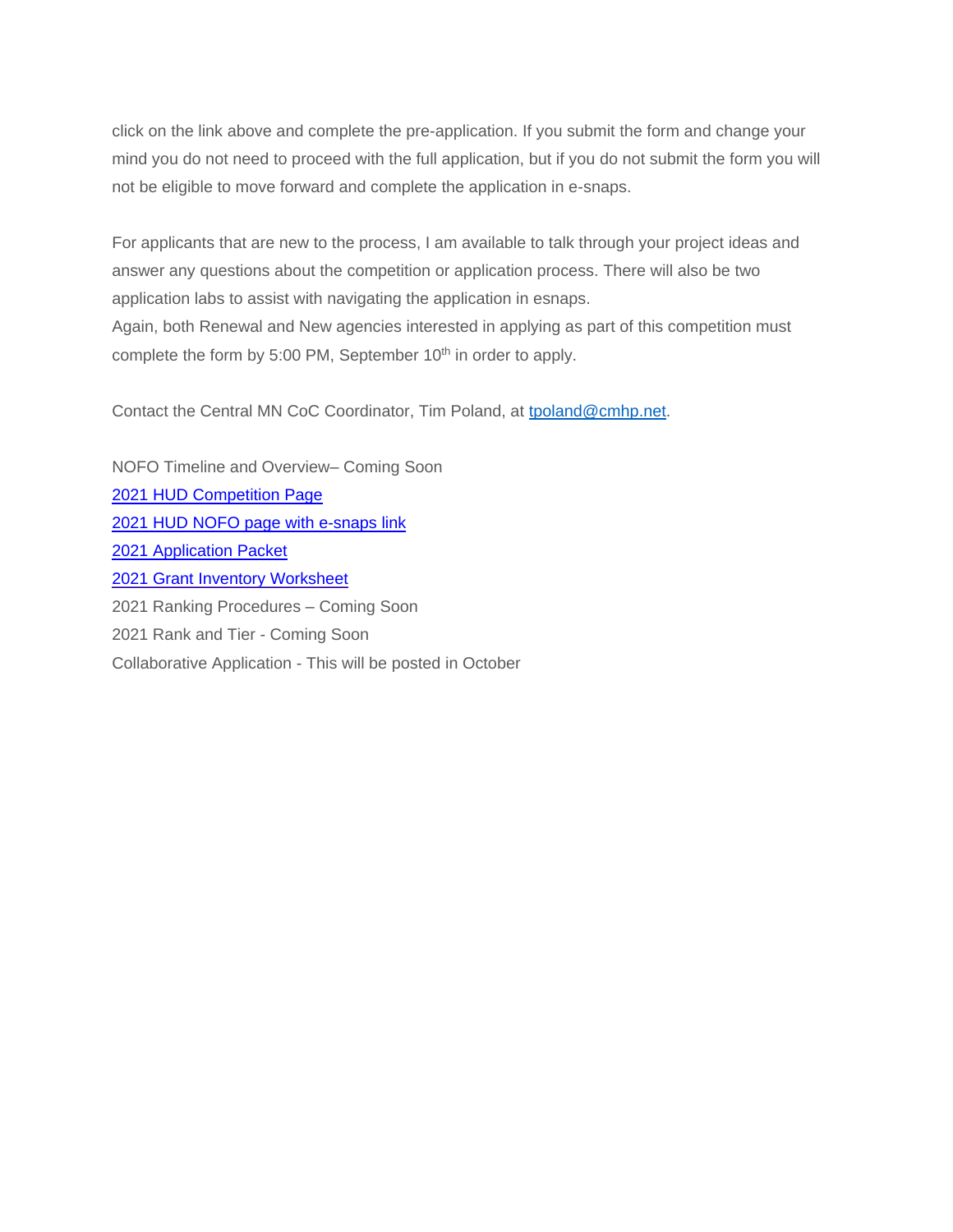click on the link above and complete the pre-application. If you submit the form and change your mind you do not need to proceed with the full application, but if you do not submit the form you will not be eligible to move forward and complete the application in e-snaps.

For applicants that are new to the process, I am available to talk through your project ideas and answer any questions about the competition or application process. There will also be two application labs to assist with navigating the application in esnaps.
Again, both Renewal and New agencies interested in applying as part of this competition must complete the form by 5:00 PM, September 10th in order to apply.

Contact the Central MN CoC Coordinator, Tim Poland, at tpoland@cmhp.net.

NOFO Timeline and Overview– Coming Soon
2021 HUD Competition Page
2021 HUD NOFO page with e-snaps link
2021 Application Packet
2021 Grant Inventory Worksheet
2021 Ranking Procedures – Coming Soon
2021 Rank and Tier - Coming Soon
Collaborative Application - This will be posted in October